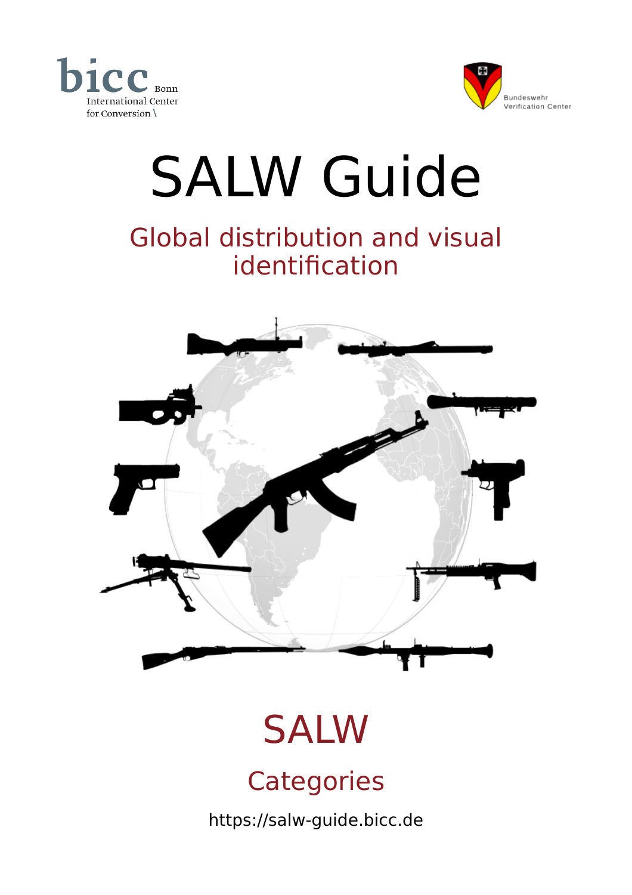bicc Bonn
International Center
for Conversion \

Bundeswehr
Verification Center

# SALW Guide

## Global distribution and visual identification

## SALW

### Categories

https://salw-guide.bicc.de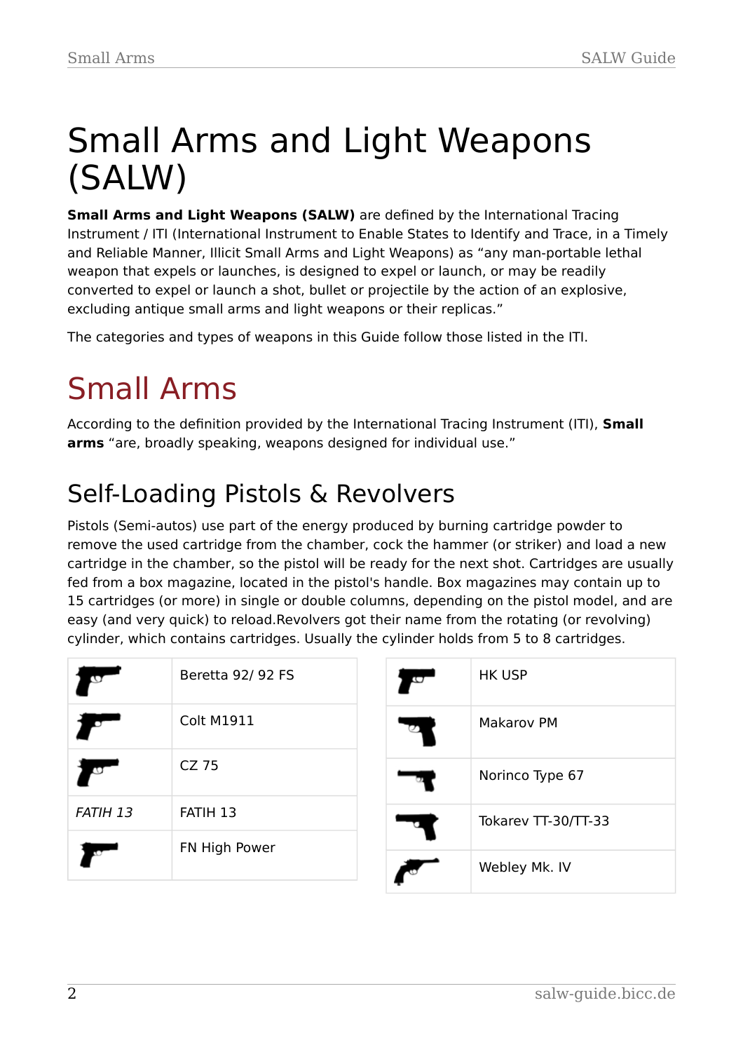# Small Arms and Light Weapons (SALW)

**Small Arms and Light Weapons (SALW)** are defined by the International Tracing Instrument / ITI (International Instrument to Enable States to Identify and Trace, in a Timely and Reliable Manner, Illicit Small Arms and Light Weapons) as “any man-portable lethal weapon that expels or launches, is designed to expel or launch, or may be readily converted to expel or launch a shot, bullet or projectile by the action of an explosive, excluding antique small arms and light weapons or their replicas.”

The categories and types of weapons in this Guide follow those listed in the ITI.

## Small Arms

According to the definition provided by the International Tracing Instrument (ITI), **Small arms** “are, broadly speaking, weapons designed for individual use.”

### Self-Loading Pistols & Revolvers

Pistols (Semi-autos) use part of the energy produced by burning cartridge powder to remove the used cartridge from the chamber, cock the hammer (or striker) and load a new cartridge in the chamber, so the pistol will be ready for the next shot. Cartridges are usually fed from a box magazine, located in the pistol's handle. Box magazines may contain up to 15 cartridges (or more) in single or double columns, depending on the pistol model, and are easy (and very quick) to reload.Revolvers got their name from the rotating (or revolving) cylinder, which contains cartridges. Usually the cylinder holds from 5 to 8 cartridges.

| | |
|---|---|
| | Beretta 92/ 92 FS |
| | Colt M1911 |
| | CZ 75 |
| *FATIH 13* | FATIH 13 |
| | FN High Power |

| | |
|---|---|
| | HK USP |
| | Makarov PM |
| | Norinco Type 67 |
| | Tokarev TT-30/TT-33 |
| | Webley Mk. IV |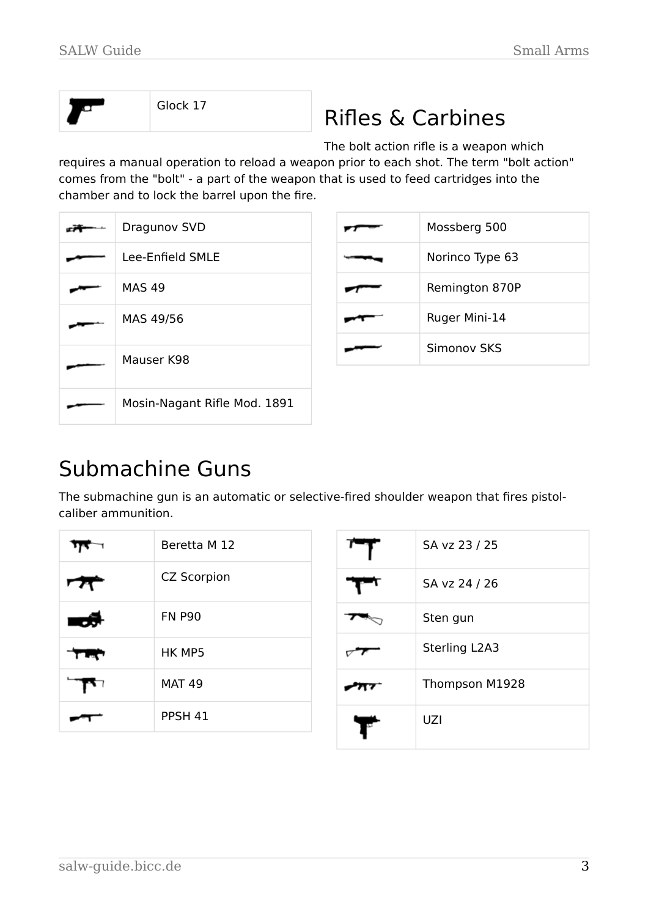| | |
|---|---|
| | Glock 17 |

## Rifles & Carbines

The bolt action rifle is a weapon which requires a manual operation to reload a weapon prior to each shot. The term "bolt action" comes from the "bolt" - a part of the weapon that is used to feed cartridges into the chamber and to lock the barrel upon the fire.

| | |
|---|---|
| | Dragunov SVD |
| | Lee-Enfield SMLE |
| | MAS 49 |
| | MAS 49/56 |
| | Mauser K98 |
| | Mosin-Nagant Rifle Mod. 1891 |

| | |
|---|---|
| | Mossberg 500 |
| | Norinco Type 63 |
| | Remington 870P |
| | Ruger Mini-14 |
| | Simonov SKS |

## Submachine Guns

The submachine gun is an automatic or selective-fired shoulder weapon that fires pistol-caliber ammunition.

| | |
|---|---|
| | Beretta M 12 |
| | CZ Scorpion |
| | FN P90 |
| | HK MP5 |
| | MAT 49 |
| | PPSH 41 |

| | |
|---|---|
| | SA vz 23 / 25 |
| | SA vz 24 / 26 |
| | Sten gun |
| | Sterling L2A3 |
| | Thompson M1928 |
| | UZI |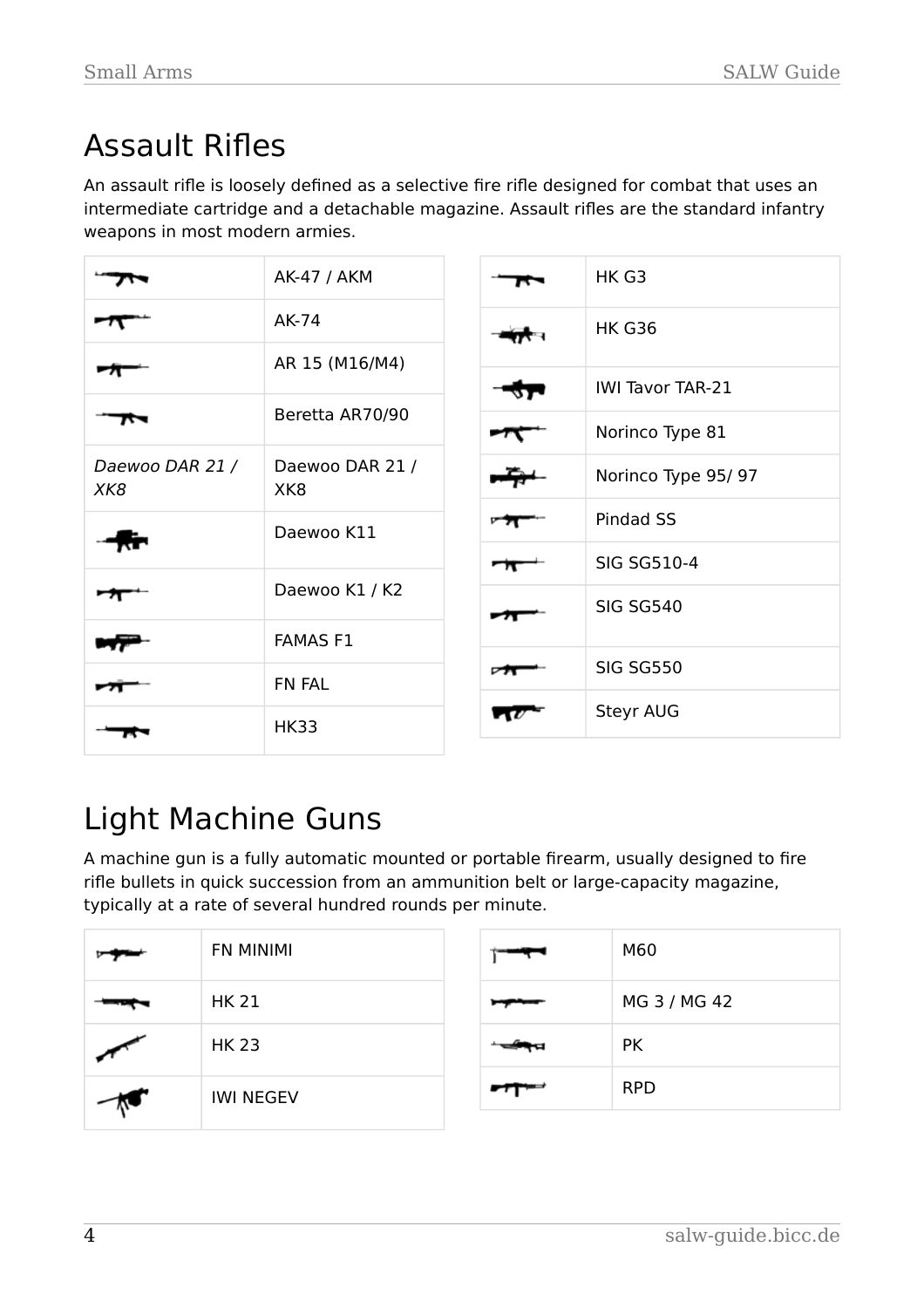# Assault Rifles

An assault rifle is loosely defined as a selective fire rifle designed for combat that uses an intermediate cartridge and a detachable magazine. Assault rifles are the standard infantry weapons in most modern armies.

| | |
|---|---|
| | AK-47 / AKM |
| | AK-74 |
| | AR 15 (M16/M4) |
| | Beretta AR70/90 |
| *Daewoo DAR 21 / XK8* | Daewoo DAR 21 / XK8 |
| | Daewoo K11 |
| | Daewoo K1 / K2 |
| | FAMAS F1 |
| | FN FAL |
| | HK33 |

| | |
|---|---|
| | HK G3 |
| | HK G36 |
| | IWI Tavor TAR-21 |
| | Norinco Type 81 |
| | Norinco Type 95/ 97 |
| | Pindad SS |
| | SIG SG510-4 |
| | SIG SG540 |
| | SIG SG550 |
| | Steyr AUG |

# Light Machine Guns

A machine gun is a fully automatic mounted or portable firearm, usually designed to fire rifle bullets in quick succession from an ammunition belt or large-capacity magazine, typically at a rate of several hundred rounds per minute.

| | |
|---|---|
| | FN MINIMI |
| | HK 21 |
| | HK 23 |
| | IWI NEGEV |

| | |
|---|---|
| | M60 |
| | MG 3 / MG 42 |
| | PK |
| | RPD |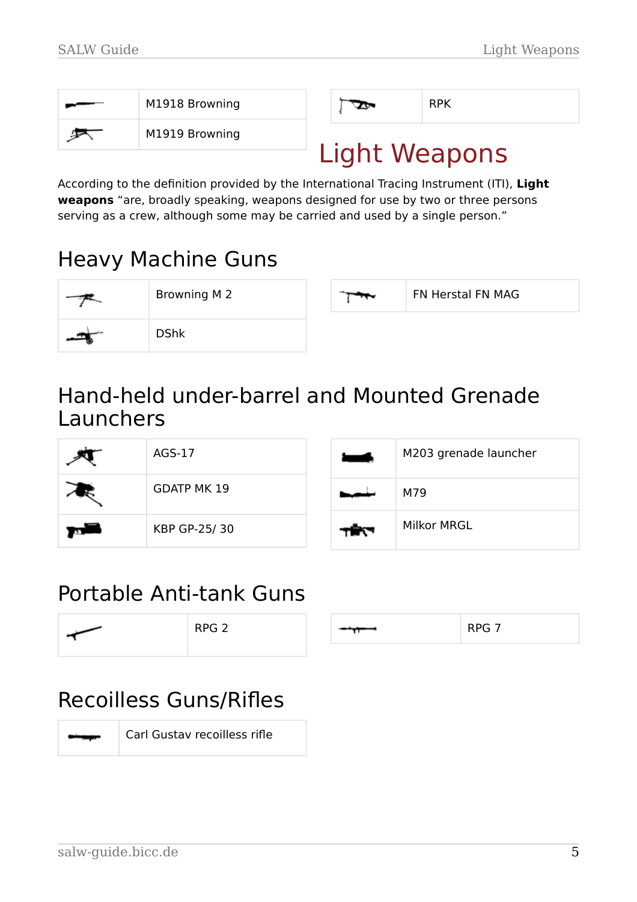| | |
|---|---|
| | M1918 Browning |
| | M1919 Browning |

| | |
|---|---|
| | RPK |

# Light Weapons

According to the definition provided by the International Tracing Instrument (ITI), **Light weapons** “are, broadly speaking, weapons designed for use by two or three persons serving as a crew, although some may be carried and used by a single person.”

## Heavy Machine Guns

| | |
|---|---|
| | Browning M 2 |
| | DShk |

| | |
|---|---|
| | FN Herstal FN MAG |

## Hand-held under-barrel and Mounted Grenade Launchers

| | |
|---|---|
| | AGS-17 |
| | GDATP MK 19 |
| | KBP GP-25/ 30 |

| | |
|---|---|
| | M203 grenade launcher |
| | M79 |
| | Milkor MRGL |

## Portable Anti-tank Guns

| | |
|---|---|
| | RPG 2 |

| | |
|---|---|
| | RPG 7 |

## Recoilless Guns/Rifles

| | |
|---|---|
| | Carl Gustav recoilless rifle |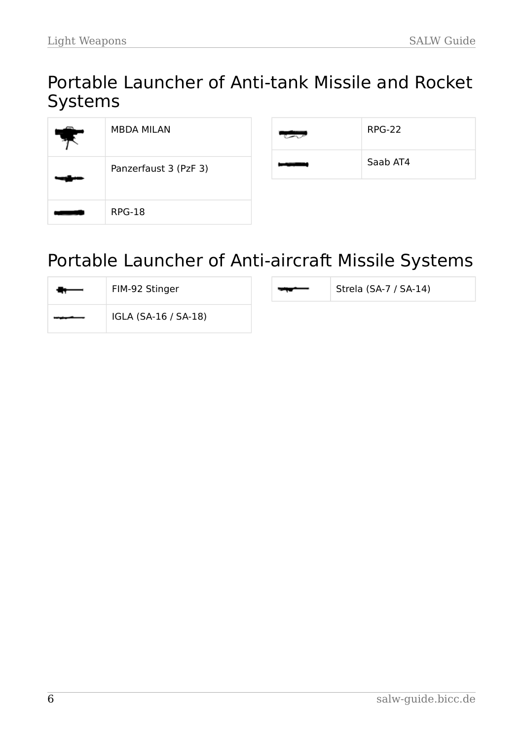## Portable Launcher of Anti-tank Missile and Rocket Systems

| | |
|---|---|
| | MBDA MILAN |
| | Panzerfaust 3 (PzF 3) |
| | RPG-18 |

| | |
|---|---|
| | RPG-22 |
| | Saab AT4 |

## Portable Launcher of Anti-aircraft Missile Systems

| | |
|---|---|
| | FIM-92 Stinger |
| | IGLA (SA-16 / SA-18) |

| | |
|---|---|
| | Strela (SA-7 / SA-14) |